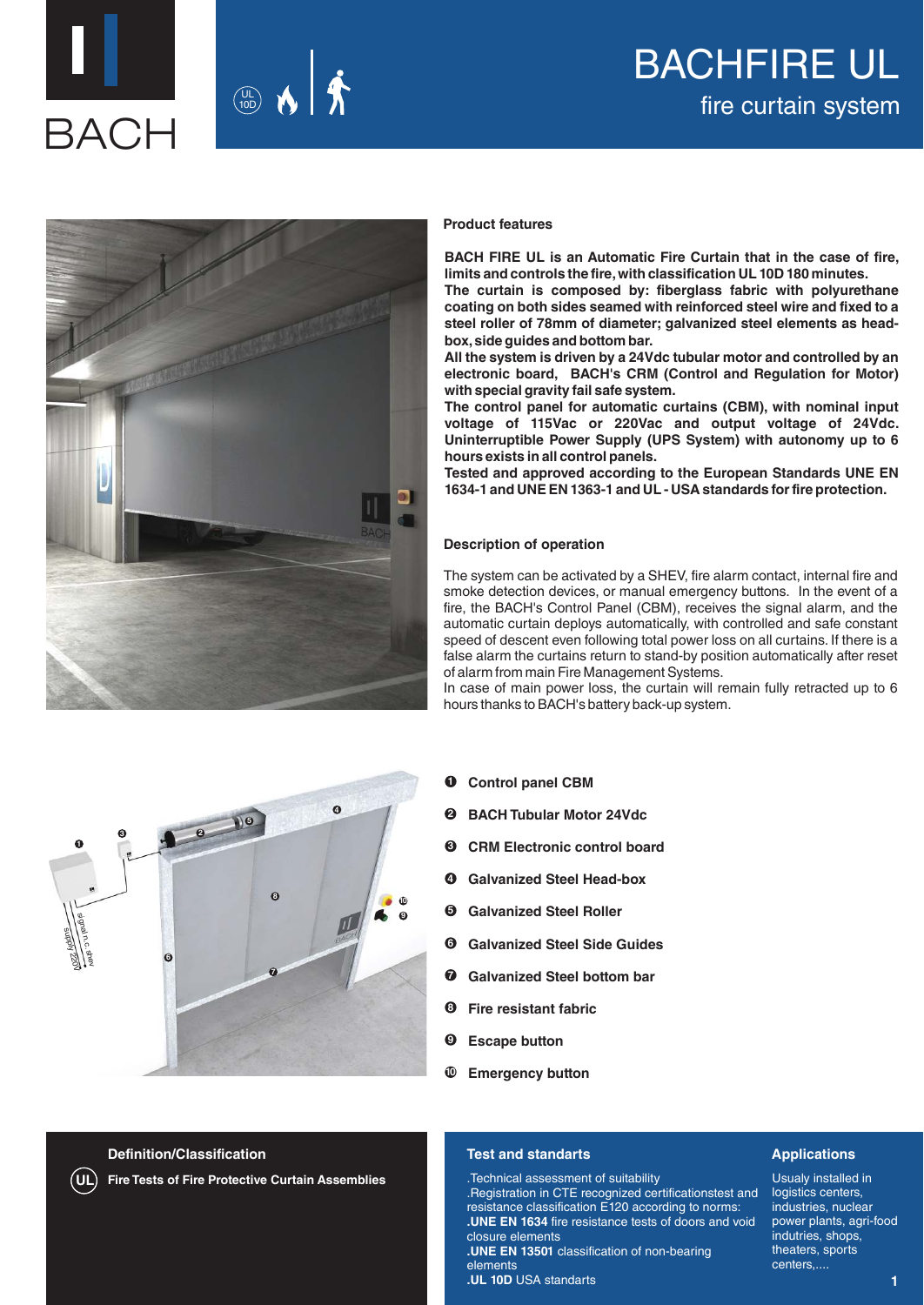# BACHFIRE UL

## fire curtain system

### Product features

**BACH FIRE UL is an Automatic Fire Curtain that in the case of fire, limits and controls the fire, with classification UL 10D 180 minutes.**
**The curtain is composed by: fiberglass fabric with polyurethane coating on both sides seamed with reinforced steel wire and fixed to a steel roller of 78mm of diameter; galvanized steel elements as head-box, side guides and bottom bar.**
**All the system is driven by a 24Vdc tubular motor and controlled by an electronic board, BACH's CRM (Control and Regulation for Motor) with special gravity fail safe system.**
**The control panel for automatic curtains (CBM), with nominal input voltage of 115Vac or 220Vac and output voltage of 24Vdc. Uninterruptible Power Supply (UPS System) with autonomy up to 6 hours exists in all control panels.**
**Tested and approved according to the European Standards UNE EN 1634-1 and UNE EN 1363-1 and UL - USA standards for fire protection.**

### Description of operation

The system can be activated by a SHEV, fire alarm contact, internal fire and smoke detection devices, or manual emergency buttons. In the event of a fire, the BACH's Control Panel (CBM), receives the signal alarm, and the automatic curtain deploys automatically, with controlled and safe constant speed of descent even following total power loss on all curtains. If there is a false alarm the curtains return to stand-by position automatically after reset of alarm from main Fire Management Systems.
In case of main power loss, the curtain will remain fully retracted up to 6 hours thanks to BACH's battery back-up system.

1. **Control panel CBM**
2. **BACH Tubular Motor 24Vdc**
3. **CRM Electronic control board**
4. **Galvanized Steel Head-box**
5. **Galvanized Steel Roller**
6. **Galvanized Steel Side Guides**
7. **Galvanized Steel bottom bar**
8. **Fire resistant fabric**
9. **Escape button**
10. **Emergency button**

### Definition/Classification

**Fire Tests of Fire Protective Curtain Assemblies**

### Test and standards

.Technical assessment of suitability
.Registration in CTE recognized certificationstest and resistance classification E120 according to norms:
**.UNE EN 1634** fire resistance tests of doors and void closure elements
**.UNE EN 13501** classification of non-bearing elements
**.UL 10D** USA standards

### Applications

Usualy installed in logistics centers, industries, nuclear power plants, agri-food indutries, shops, theaters, sports centers,....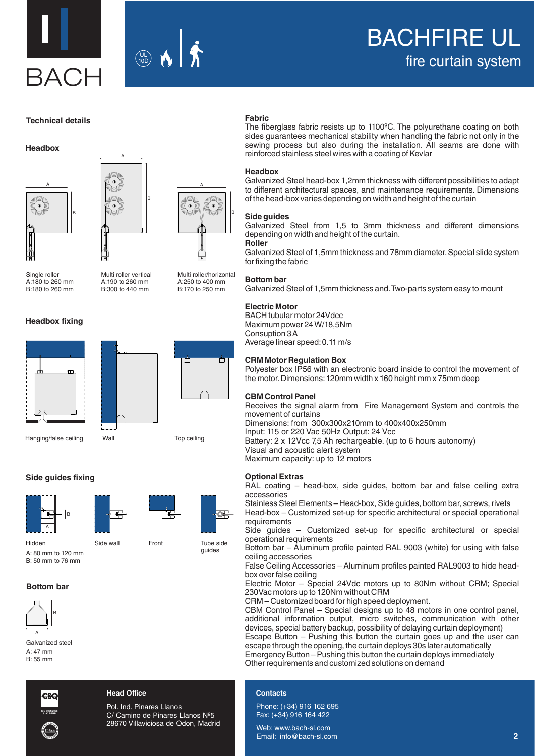# BACHFIRE UL

fire curtain system

## Technical details

### Headbox

Single roller
A:180 to 260 mm
B:180 to 260 mm

Multi roller vertical
A:190 to 260 mm
B:300 to 440 mm

Multi roller/horizontal
A:250 to 400 mm
B:170 to 250 mm

### Headbox fixing

Hanging/false ceiling

Wall

Top ceiling

### Side guides fixing

Hidden
A: 80 mm to 120 mm
B: 50 mm to 76 mm

Side wall

Front

Tube side guides

### Bottom bar

Galvanized steel
A: 47 mm
B: 55 mm

### Fabric

The fiberglass fabric resists up to 1100ºC. The polyurethane coating on both sides guarantees mechanical stability when handling the fabric not only in the sewing process but also during the installation. All seams are done with reinforced stainless steel wires with a coating of Kevlar

### Headbox

Galvanized Steel head-box 1,2mm thickness with different possibilities to adapt to different architectural spaces, and maintenance requirements. Dimensions of the head-box varies depending on width and height of the curtain

### Side guides

Galvanized Steel from 1,5 to 3mm thickness and different dimensions depending on width and height of the curtain.

### Roller

Galvanized Steel of 1,5mm thickness and 78mm diameter. Special slide system for fixing the fabric

### Bottom bar

Galvanized Steel of 1,5mm thickness and. Two-parts system easy to mount

### Electric Motor

BACH tubular motor 24Vdcc
Maximum power 24 W/18,5Nm
Consuption 3 A
Average linear speed: 0.11 m/s

### CRM Motor Regulation Box

Polyester box IP56 with an electronic board inside to control the movement of the motor. Dimensions: 120mm width x 160 height mm x 75mm deep

### CBM Control Panel

Receives the signal alarm from Fire Management System and controls the movement of curtains
Dimensions: from 300x300x210mm to 400x400x250mm
Input: 115 or 220 Vac 50Hz Output: 24 Vcc
Battery: 2 x 12Vcc 7,5 Ah rechargeable. (up to 6 hours autonomy)
Visual and acoustic alert system
Maximum capacity: up to 12 motors

### Optional Extras

RAL coating – head-box, side guides, bottom bar and false ceiling extra accessories
Stainless Steel Elements – Head-box, Side guides, bottom bar, screws, rivets
Head-box – Customized set-up for specific architectural or special operational requirements
Side guides – Customized set-up for specific architectural or special operational requirements
Bottom bar – Aluminum profile painted RAL 9003 (white) for using with false ceiling accessories
False Ceiling Accessories – Aluminum profiles painted RAL9003 to hide head-box over false ceiling
Electric Motor – Special 24Vdc motors up to 80Nm without CRM; Special 230Vac motors up to 120Nm without CRM
CRM – Customized board for high speed deployment.
CBM Control Panel – Special designs up to 48 motors in one control panel, additional information output, micro switches, communication with other devices, special battery backup, possibility of delaying curtain deployment)
Escape Button – Pushing this button the curtain goes up and the user can escape through the opening, the curtain deploys 30s later automatically
Emergency Button – Pushing this button the curtain deploys immediately
Other requirements and customized solutions on demand

**Head Office**

Pol. Ind. Pinares Llanos
C/ Camino de Pinares Llanos Nº5
28670 Villaviciosa de Odon, Madrid

**Contacts**

Phone: (+34) 916 162 695
Fax: (+34) 916 164 422

Web: www.bach-sl.com
Email: info@bach-sl.com